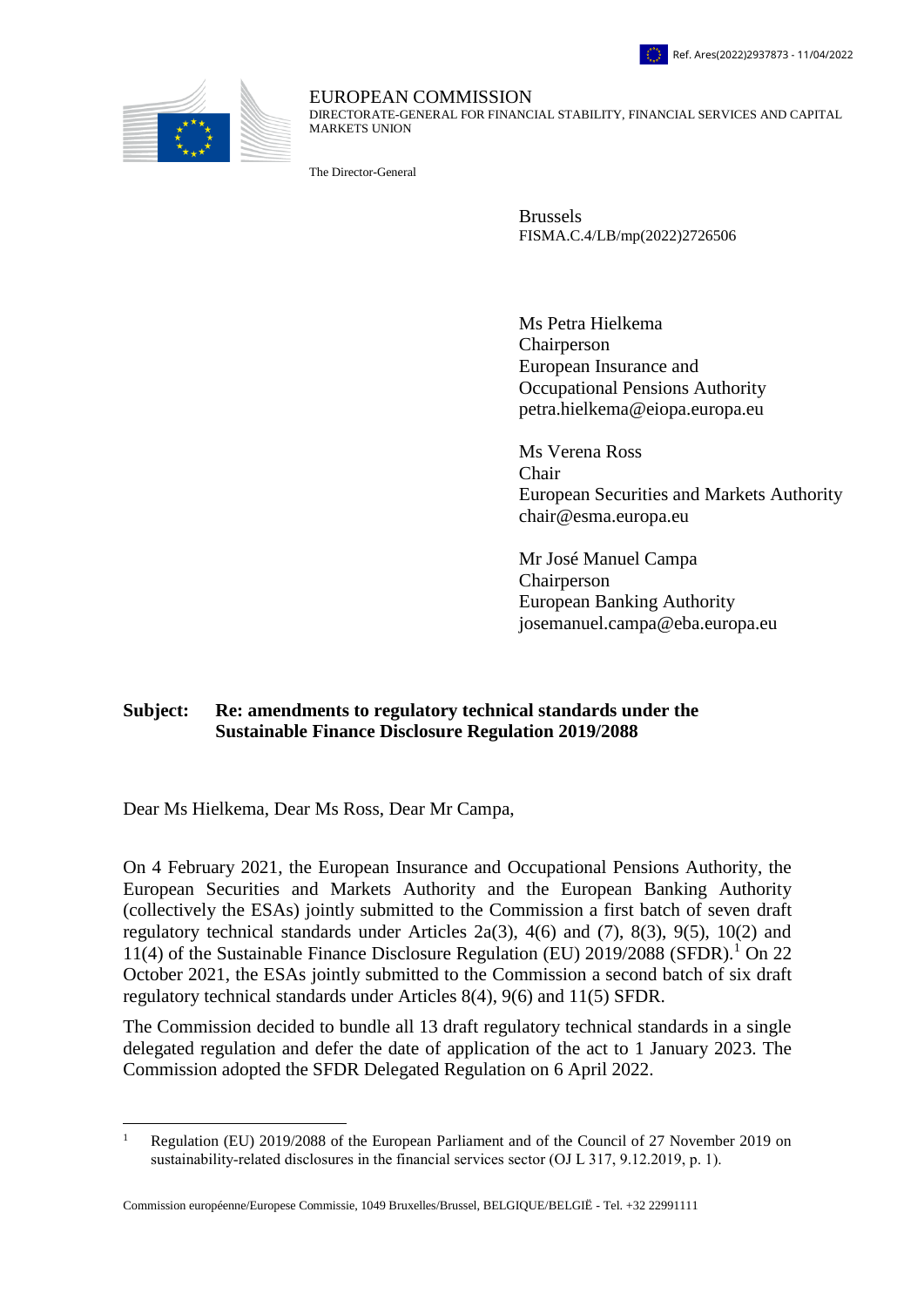Ref. Ares(2022)2937873 - 11/04/2022

EUROPEAN COMMISSION
DIRECTORATE-GENERAL FOR FINANCIAL STABILITY, FINANCIAL SERVICES AND CAPITAL MARKETS UNION

The Director-General

Brussels
FISMA.C.4/LB/mp(2022)2726506

Ms Petra Hielkema
Chairperson
European Insurance and Occupational Pensions Authority
petra.hielkema@eiopa.europa.eu

Ms Verena Ross
Chair
European Securities and Markets Authority
chair@esma.europa.eu

Mr José Manuel Campa
Chairperson
European Banking Authority
josemanuel.campa@eba.europa.eu

**Subject: Re: amendments to regulatory technical standards under the Sustainable Finance Disclosure Regulation 2019/2088**

Dear Ms Hielkema, Dear Ms Ross, Dear Mr Campa,

On 4 February 2021, the European Insurance and Occupational Pensions Authority, the European Securities and Markets Authority and the European Banking Authority (collectively the ESAs) jointly submitted to the Commission a first batch of seven draft regulatory technical standards under Articles 2a(3), 4(6) and (7), 8(3), 9(5), 10(2) and 11(4) of the Sustainable Finance Disclosure Regulation (EU) 2019/2088 (SFDR).[1] On 22 October 2021, the ESAs jointly submitted to the Commission a second batch of six draft regulatory technical standards under Articles 8(4), 9(6) and 11(5) SFDR.

The Commission decided to bundle all 13 draft regulatory technical standards in a single delegated regulation and defer the date of application of the act to 1 January 2023. The Commission adopted the SFDR Delegated Regulation on 6 April 2022.

[1] Regulation (EU) 2019/2088 of the European Parliament and of the Council of 27 November 2019 on sustainability-related disclosures in the financial services sector (OJ L 317, 9.12.2019, p. 1).

Commission européenne/Europese Commissie, 1049 Bruxelles/Brussel, BELGIQUE/BELGIË - Tel. +32 22991111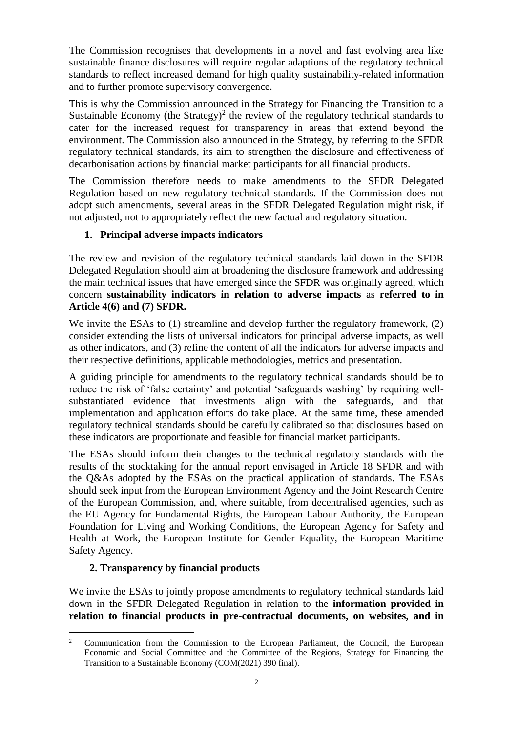The Commission recognises that developments in a novel and fast evolving area like sustainable finance disclosures will require regular adaptions of the regulatory technical standards to reflect increased demand for high quality sustainability-related information and to further promote supervisory convergence.

This is why the Commission announced in the Strategy for Financing the Transition to a Sustainable Economy (the Strategy)[2] the review of the regulatory technical standards to cater for the increased request for transparency in areas that extend beyond the environment. The Commission also announced in the Strategy, by referring to the SFDR regulatory technical standards, its aim to strengthen the disclosure and effectiveness of decarbonisation actions by financial market participants for all financial products.

The Commission therefore needs to make amendments to the SFDR Delegated Regulation based on new regulatory technical standards. If the Commission does not adopt such amendments, several areas in the SFDR Delegated Regulation might risk, if not adjusted, not to appropriately reflect the new factual and regulatory situation.

## 1. Principal adverse impacts indicators

The review and revision of the regulatory technical standards laid down in the SFDR Delegated Regulation should aim at broadening the disclosure framework and addressing the main technical issues that have emerged since the SFDR was originally agreed, which concern **sustainability indicators in relation to adverse impacts** as **referred to in Article 4(6) and (7) SFDR.**

We invite the ESAs to (1) streamline and develop further the regulatory framework, (2) consider extending the lists of universal indicators for principal adverse impacts, as well as other indicators, and (3) refine the content of all the indicators for adverse impacts and their respective definitions, applicable methodologies, metrics and presentation.

A guiding principle for amendments to the regulatory technical standards should be to reduce the risk of 'false certainty' and potential 'safeguards washing' by requiring well-substantiated evidence that investments align with the safeguards, and that implementation and application efforts do take place. At the same time, these amended regulatory technical standards should be carefully calibrated so that disclosures based on these indicators are proportionate and feasible for financial market participants.

The ESAs should inform their changes to the technical regulatory standards with the results of the stocktaking for the annual report envisaged in Article 18 SFDR and with the Q&As adopted by the ESAs on the practical application of standards. The ESAs should seek input from the European Environment Agency and the Joint Research Centre of the European Commission, and, where suitable, from decentralised agencies, such as the EU Agency for Fundamental Rights, the European Labour Authority, the European Foundation for Living and Working Conditions, the European Agency for Safety and Health at Work, the European Institute for Gender Equality, the European Maritime Safety Agency.

## 2. Transparency by financial products

We invite the ESAs to jointly propose amendments to regulatory technical standards laid down in the SFDR Delegated Regulation in relation to the **information provided in relation to financial products in pre-contractual documents, on websites, and in**

[2] Communication from the Commission to the European Parliament, the Council, the European Economic and Social Committee and the Committee of the Regions, Strategy for Financing the Transition to a Sustainable Economy (COM(2021) 390 final).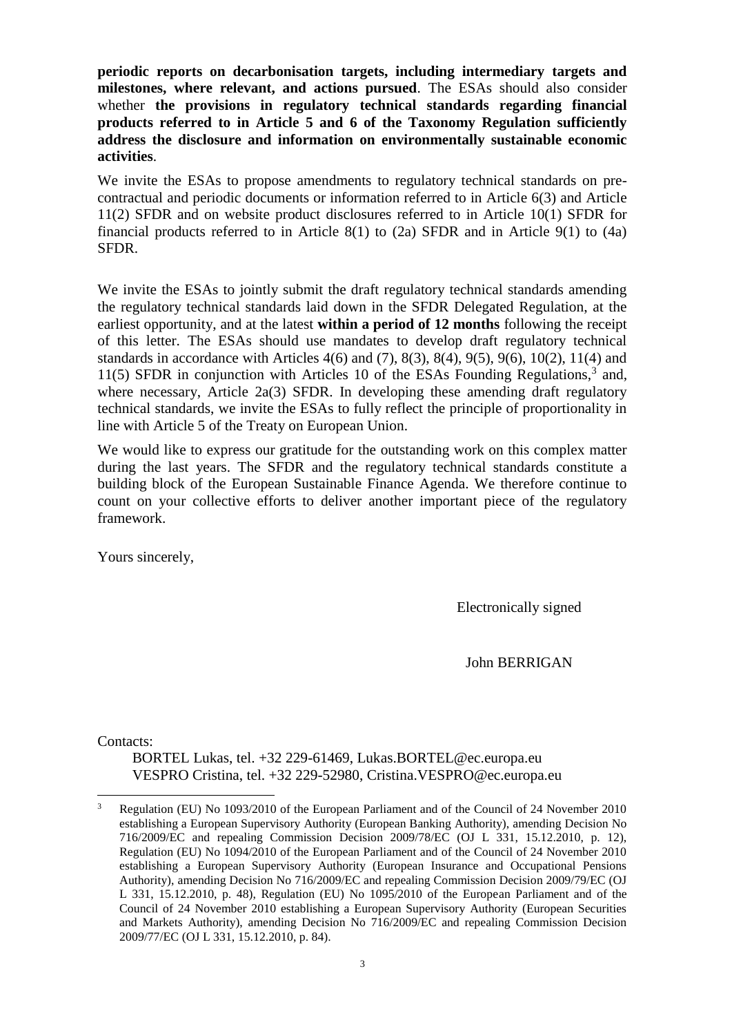**periodic reports on decarbonisation targets, including intermediary targets and milestones, where relevant, and actions pursued**. The ESAs should also consider whether **the provisions in regulatory technical standards regarding financial products referred to in Article 5 and 6 of the Taxonomy Regulation sufficiently address the disclosure and information on environmentally sustainable economic activities**.

We invite the ESAs to propose amendments to regulatory technical standards on pre-contractual and periodic documents or information referred to in Article 6(3) and Article 11(2) SFDR and on website product disclosures referred to in Article 10(1) SFDR for financial products referred to in Article 8(1) to (2a) SFDR and in Article 9(1) to (4a) SFDR.

We invite the ESAs to jointly submit the draft regulatory technical standards amending the regulatory technical standards laid down in the SFDR Delegated Regulation, at the earliest opportunity, and at the latest **within a period of 12 months** following the receipt of this letter. The ESAs should use mandates to develop draft regulatory technical standards in accordance with Articles 4(6) and (7), 8(3), 8(4), 9(5), 9(6), 10(2), 11(4) and 11(5) SFDR in conjunction with Articles 10 of the ESAs Founding Regulations,[3] and, where necessary, Article 2a(3) SFDR. In developing these amending draft regulatory technical standards, we invite the ESAs to fully reflect the principle of proportionality in line with Article 5 of the Treaty on European Union.

We would like to express our gratitude for the outstanding work on this complex matter during the last years. The SFDR and the regulatory technical standards constitute a building block of the European Sustainable Finance Agenda. We therefore continue to count on your collective efforts to deliver another important piece of the regulatory framework.

Yours sincerely,

Electronically signed

John BERRIGAN

Contacts:

BORTEL Lukas, tel. +32 229-61469, Lukas.BORTEL@ec.europa.eu
VESPRO Cristina, tel. +32 229-52980, Cristina.VESPRO@ec.europa.eu

---

[3] Regulation (EU) No 1093/2010 of the European Parliament and of the Council of 24 November 2010 establishing a European Supervisory Authority (European Banking Authority), amending Decision No 716/2009/EC and repealing Commission Decision 2009/78/EC (OJ L 331, 15.12.2010, p. 12), Regulation (EU) No 1094/2010 of the European Parliament and of the Council of 24 November 2010 establishing a European Supervisory Authority (European Insurance and Occupational Pensions Authority), amending Decision No 716/2009/EC and repealing Commission Decision 2009/79/EC (OJ L 331, 15.12.2010, p. 48), Regulation (EU) No 1095/2010 of the European Parliament and of the Council of 24 November 2010 establishing a European Supervisory Authority (European Securities and Markets Authority), amending Decision No 716/2009/EC and repealing Commission Decision 2009/77/EC (OJ L 331, 15.12.2010, p. 84).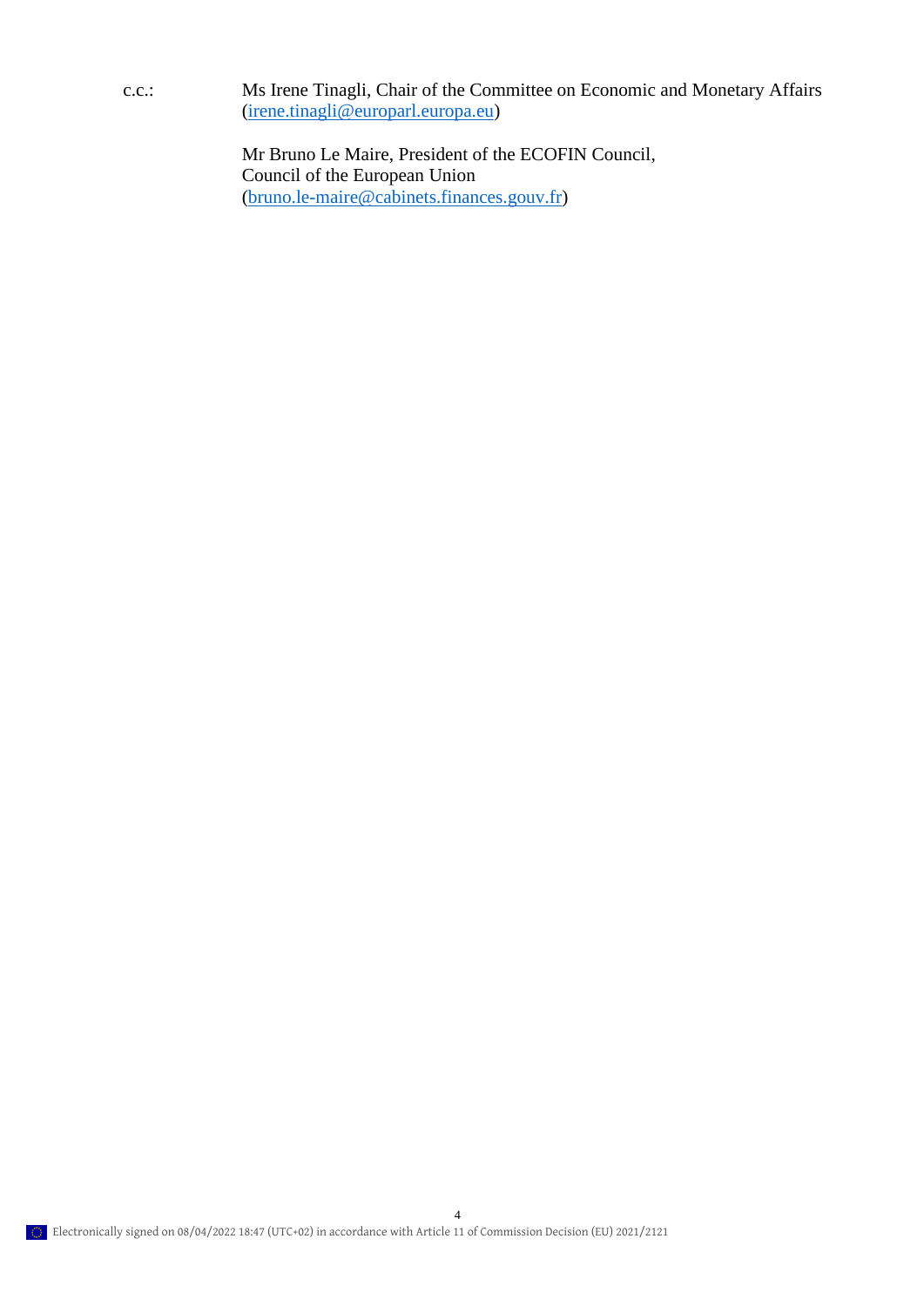c.c.: Ms Irene Tinagli, Chair of the Committee on Economic and Monetary Affairs (irene.tinagli@europarl.europa.eu)

Mr Bruno Le Maire, President of the ECOFIN Council,
Council of the European Union
(bruno.le-maire@cabinets.finances.gouv.fr)

Electronically signed on 08/04/2022 18:47 (UTC+02) in accordance with Article 11 of Commission Decision (EU) 2021/2121